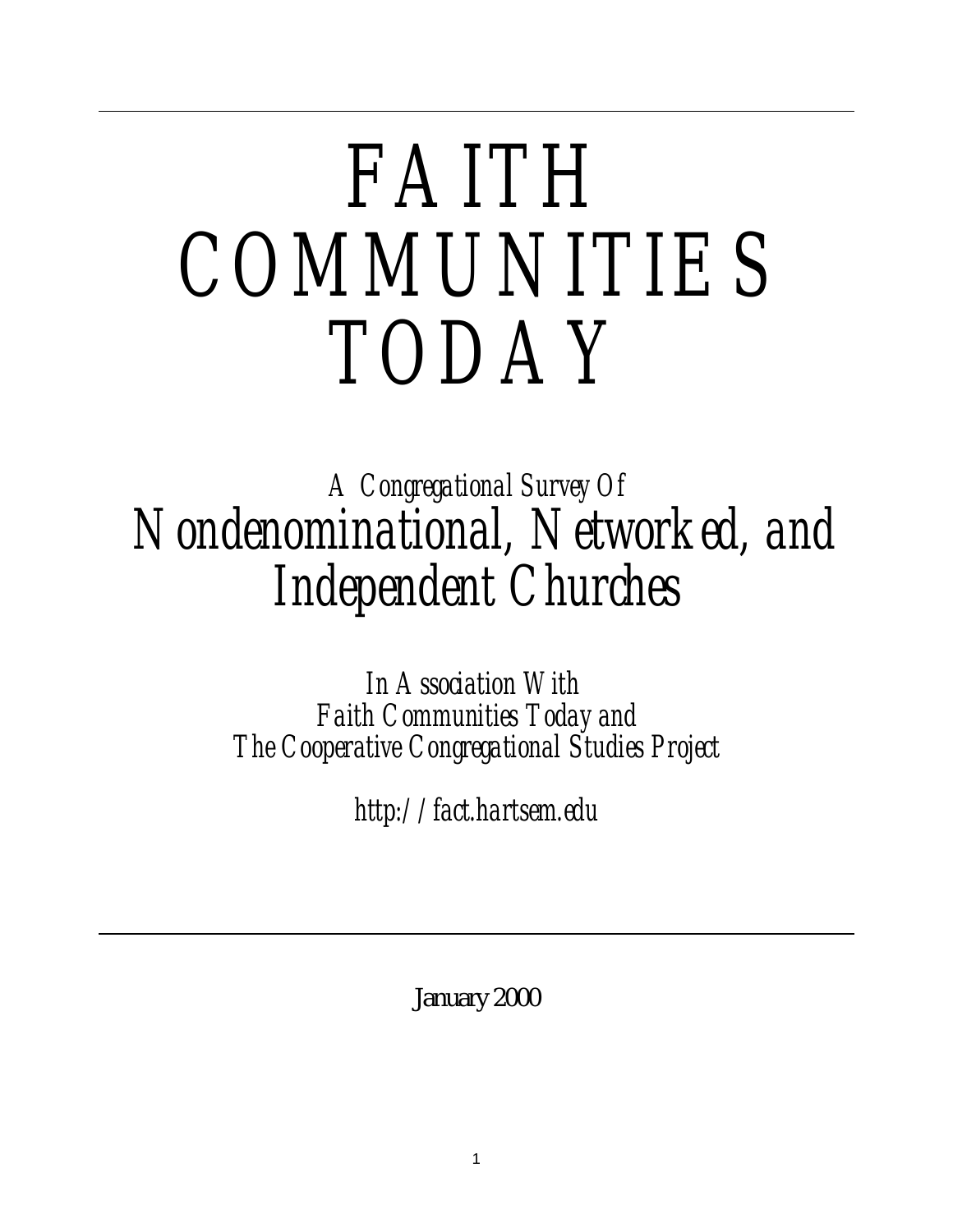# FAITH COMMUNITIES TODAY

*A Congregational Survey Of*

## *Nondenominational, Networked, and Independent Churches*

*In Association With*
*Faith Communities Today and*
*The Cooperative Congregational Studies Project*

*http://fact.hartsem.edu*

---

**January 2000**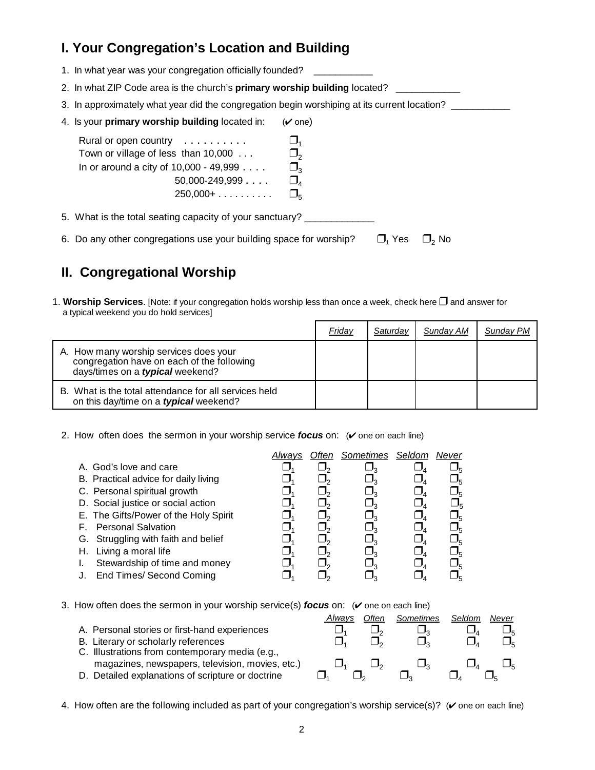## I. Your Congregation's Location and Building

1. In what year was your congregation officially founded? ___________
2. In what ZIP Code area is the church's **primary worship building** located? ____________
3. In approximately what year did the congregation begin worshiping at its current location? ___________
4. Is your **primary worship building** located in: (✔ one)

   | | |
   |---|---|
   | Rural or open country . . . . . . . . . . | ❒ 1 |
   | Town or village of less than 10,000 . . . | ❒ 2 |
   | In or around a city of 10,000 - 49,999 . . . . | ❒ 3 |
   | 50,000-249,999 . . . . | ❒ 4 |
   | 250,000+ . . . . . . . . . | ❒ 5 |

5. What is the total seating capacity of your sanctuary? _____________
6. Do any other congregations use your building space for worship? ❒ 1 Yes ❒ 2 No

## II. Congregational Worship

1. **Worship Services**. [Note: if your congregation holds worship less than once a week, check here ❒ and answer for a typical weekend you do hold services]

| | *Friday* | *Saturday* | *Sunday AM* | *Sunday PM* |
|---|---|---|---|---|
| A. How many worship services does your congregation have on each of the following days/times on a ***typical*** weekend? | | | | |
| B. What is the total attendance for all services held on this day/time on a ***typical*** weekend? | | | | |

2. How often does the sermon in your worship service ***focus*** on: (✔ one on each line)

| | *Always* | *Often* | *Sometimes* | *Seldom* | *Never* |
|---|---|---|---|---|---|
| A. God's love and care | ❒ 1 | ❒ 2 | ❒ 3 | ❒ 4 | ❒ 5 |
| B. Practical advice for daily living | ❒ 1 | ❒ 2 | ❒ 3 | ❒ 4 | ❒ 5 |
| C. Personal spiritual growth | ❒ 1 | ❒ 2 | ❒ 3 | ❒ 4 | ❒ 5 |
| D. Social justice or social action | ❒ 1 | ❒ 2 | ❒ 3 | ❒ 4 | ❒ 5 |
| E. The Gifts/Power of the Holy Spirit | ❒ 1 | ❒ 2 | ❒ 3 | ❒ 4 | ❒ 5 |
| F. Personal Salvation | ❒ 1 | ❒ 2 | ❒ 3 | ❒ 4 | ❒ 5 |
| G. Struggling with faith and belief | ❒ 1 | ❒ 2 | ❒ 3 | ❒ 4 | ❒ 5 |
| H. Living a moral life | ❒ 1 | ❒ 2 | ❒ 3 | ❒ 4 | ❒ 5 |
| I. Stewardship of time and money | ❒ 1 | ❒ 2 | ❒ 3 | ❒ 4 | ❒ 5 |
| J. End Times/ Second Coming | ❒ 1 | ❒ 2 | ❒ 3 | ❒ 4 | ❒ 5 |

3. How often does the sermon in your worship service(s) ***focus*** on: (✔ one on each line)

| | *Always* | *Often* | *Sometimes* | *Seldom* | *Never* |
|---|---|---|---|---|---|
| A. Personal stories or first-hand experiences | ❒ 1 | ❒ 2 | ❒ 3 | ❒ 4 | ❒ 5 |
| B. Literary or scholarly references | ❒ 1 | ❒ 2 | ❒ 3 | ❒ 4 | ❒ 5 |
| C. Illustrations from contemporary media (e.g., magazines, newspapers, television, movies, etc.) | ❒ 1 | ❒ 2 | ❒ 3 | ❒ 4 | ❒ 5 |
| D. Detailed explanations of scripture or doctrine | ❒ 1 | ❒ 2 | ❒ 3 | ❒ 4 | ❒ 5 |

4. How often are the following included as part of your congregation's worship service(s)? (✔ one on each line)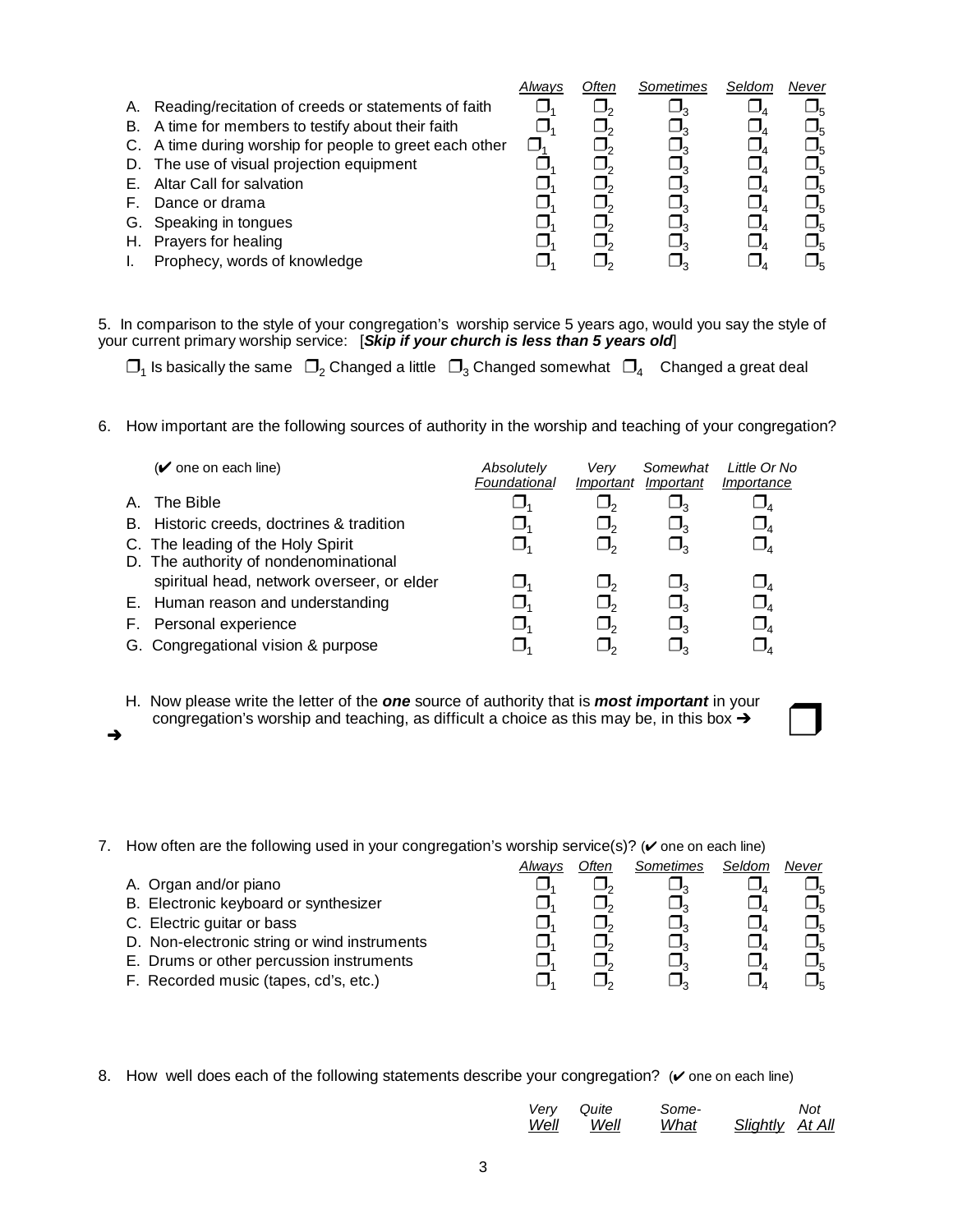| | *Always* | *Often* | *Sometimes* | *Seldom* | *Never* |
|---|---|---|---|---|---|
| A. Reading/recitation of creeds or statements of faith | ❒1 | ❒2 | ❒3 | ❒4 | ❒5 |
| B. A time for members to testify about their faith | ❒1 | ❒2 | ❒3 | ❒4 | ❒5 |
| C. A time during worship for people to greet each other | ❒1 | ❒2 | ❒3 | ❒4 | ❒5 |
| D. The use of visual projection equipment | ❒1 | ❒2 | ❒3 | ❒4 | ❒5 |
| E. Altar Call for salvation | ❒1 | ❒2 | ❒3 | ❒4 | ❒5 |
| F. Dance or drama | ❒1 | ❒2 | ❒3 | ❒4 | ❒5 |
| G. Speaking in tongues | ❒1 | ❒2 | ❒3 | ❒4 | ❒5 |
| H. Prayers for healing | ❒1 | ❒2 | ❒3 | ❒4 | ❒5 |
| I. Prophecy, words of knowledge | ❒1 | ❒2 | ❒3 | ❒4 | ❒5 |

5. In comparison to the style of your congregation's worship service 5 years ago, would you say the style of your current primary worship service: [***Skip if your church is less than 5 years old***]

❒1 Is basically the same ❒2 Changed a little ❒3 Changed somewhat ❒4 Changed a great deal

6. How important are the following sources of authority in the worship and teaching of your congregation?

| (✔ one on each line) | *Absolutely Foundational* | *Very Important* | *Somewhat Important* | *Little Or No Importance* |
|---|---|---|---|---|
| A. The Bible | ❒1 | ❒2 | ❒3 | ❒4 |
| B. Historic creeds, doctrines & tradition | ❒1 | ❒2 | ❒3 | ❒4 |
| C. The leading of the Holy Spirit | ❒1 | ❒2 | ❒3 | ❒4 |
| D. The authority of nondenominational spiritual head, network overseer, or elder | ❒1 | ❒2 | ❒3 | ❒4 |
| E. Human reason and understanding | ❒1 | ❒2 | ❒3 | ❒4 |
| F. Personal experience | ❒1 | ❒2 | ❒3 | ❒4 |
| G. Congregational vision & purpose | ❒1 | ❒2 | ❒3 | ❒4 |

➔ H. Now please write the letter of the ***one*** source of authority that is ***most important*** in your congregation's worship and teaching, as difficult a choice as this may be, in this box ➔ ❒

7. How often are the following used in your congregation's worship service(s)? (✔ one on each line)

| | *Always* | *Often* | *Sometimes* | *Seldom* | *Never* |
|---|---|---|---|---|---|
| A. Organ and/or piano | ❒1 | ❒2 | ❒3 | ❒4 | ❒5 |
| B. Electronic keyboard or synthesizer | ❒1 | ❒2 | ❒3 | ❒4 | ❒5 |
| C. Electric guitar or bass | ❒1 | ❒2 | ❒3 | ❒4 | ❒5 |
| D. Non-electronic string or wind instruments | ❒1 | ❒2 | ❒3 | ❒4 | ❒5 |
| E. Drums or other percussion instruments | ❒1 | ❒2 | ❒3 | ❒4 | ❒5 |
| F. Recorded music (tapes, cd's, etc.) | ❒1 | ❒2 | ❒3 | ❒4 | ❒5 |

8. How well does each of the following statements describe your congregation? (✔ one on each line)

| | *Very Well* | *Quite Well* | *Some-What* | *Slightly* | *Not At All* |
|---|---|---|---|---|---|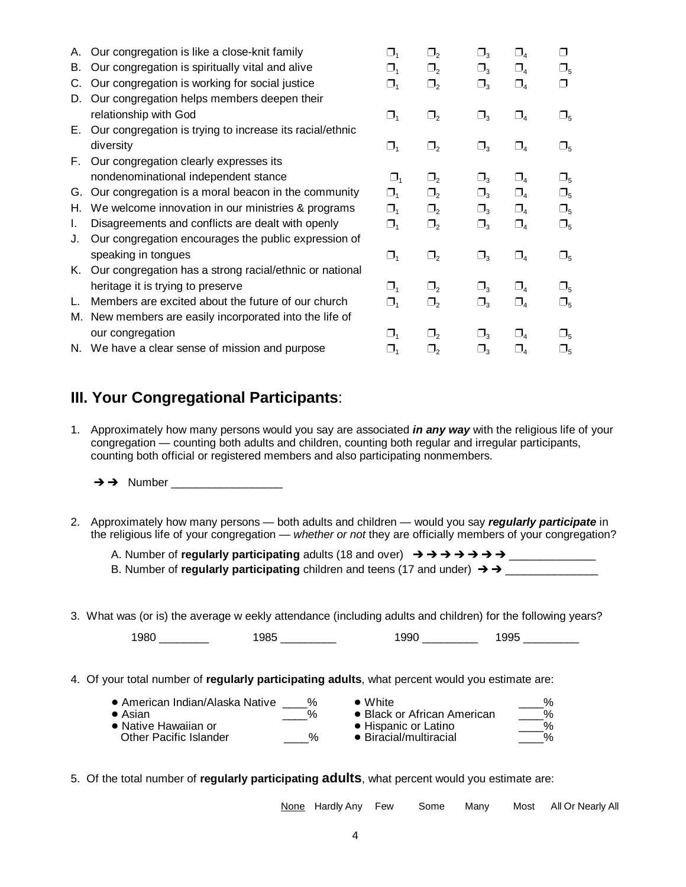| | | | | | | |
|---|---|---|---|---|---|---|
| A. | Our congregation is like a close-knit family | ❒1 | ❒2 | ❒3 | ❒4 | ❒ |
| B. | Our congregation is spiritually vital and alive | ❒1 | ❒2 | ❒3 | ❒4 | ❒5 |
| C. | Our congregation is working for social justice | ❒1 | ❒2 | ❒3 | ❒4 | ❒ |
| D. | Our congregation helps members deepen their relationship with God | ❒1 | ❒2 | ❒3 | ❒4 | ❒5 |
| E. | Our congregation is trying to increase its racial/ethnic diversity | ❒1 | ❒2 | ❒3 | ❒4 | ❒5 |
| F. | Our congregation clearly expresses its nondenominational independent stance | ❒1 | ❒2 | ❒3 | ❒4 | ❒5 |
| G. | Our congregation is a moral beacon in the community | ❒1 | ❒2 | ❒3 | ❒4 | ❒5 |
| H. | We welcome innovation in our ministries & programs | ❒1 | ❒2 | ❒3 | ❒4 | ❒5 |
| I. | Disagreements and conflicts are dealt with openly | ❒1 | ❒2 | ❒3 | ❒4 | ❒5 |
| J. | Our congregation encourages the public expression of speaking in tongues | ❒1 | ❒2 | ❒3 | ❒4 | ❒5 |
| K. | Our congregation has a strong racial/ethnic or national heritage it is trying to preserve | ❒1 | ❒2 | ❒3 | ❒4 | ❒5 |
| L. | Members are excited about the future of our church | ❒1 | ❒2 | ❒3 | ❒4 | ❒5 |
| M. | New members are easily incorporated into the life of our congregation | ❒1 | ❒2 | ❒3 | ❒4 | ❒5 |
| N. | We have a clear sense of mission and purpose | ❒1 | ❒2 | ❒3 | ❒4 | ❒5 |

## III. Your Congregational Participants:

1. Approximately how many persons would you say are associated ***in any way*** with the religious life of your congregation — counting both adults and children, counting both regular and irregular participants, counting both official or registered members and also participating nonmembers.

   ➔➔ Number __________________

2. Approximately how many persons — both adults and children — would you say ***regularly participate*** in the religious life of your congregation — *whether or not* they are officially members of your congregation?

   A. Number of **regularly participating** adults (18 and over) ➔➔➔➔➔➔➔ ______________

   B. Number of **regularly participating** children and teens (17 and under) ➔➔ _______________

3. What was (or is) the average w eekly attendance (including adults and children) for the following years?

   1980 ________ 1985 _________ 1990 _________ 1995 _________

4. Of your total number of **regularly participating adults**, what percent would you estimate are:

   - American Indian/Alaska Native ____%
   - Asian ____%
   - Native Hawaiian or Other Pacific Islander ____%
   - White ____%
   - Black or African American ____%
   - Hispanic or Latino ____%
   - Biracial/multiracial ____%

5. Of the total number of **regularly participating adults**, what percent would you estimate are:

   None | Hardly Any | Few | Some | Many | Most | All Or Nearly All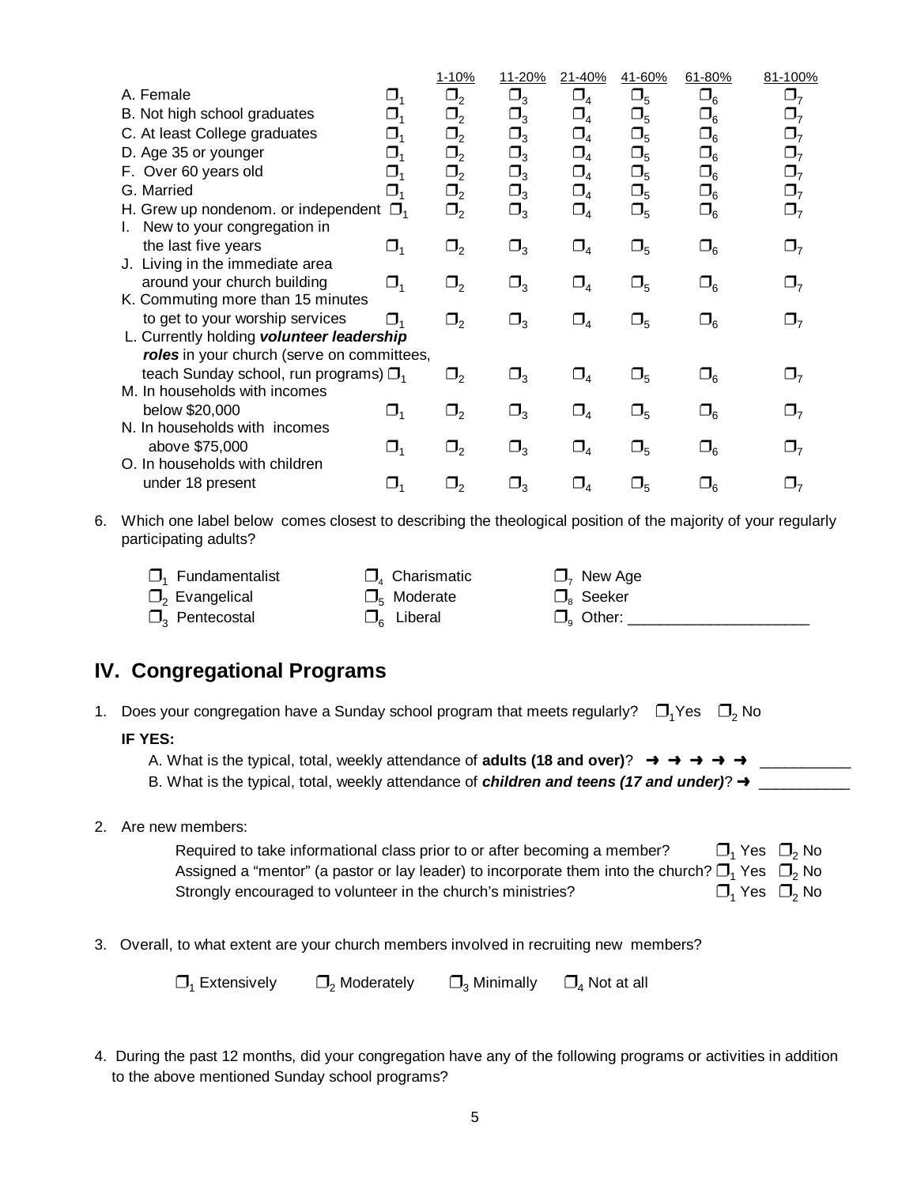| | | 1-10% | 11-20% | 21-40% | 41-60% | 61-80% | 81-100% |
|---|---|---|---|---|---|---|---|
| A. Female | ❒1 | ❒2 | ❒3 | ❒4 | ❒5 | ❒6 | ❒7 |
| B. Not high school graduates | ❒1 | ❒2 | ❒3 | ❒4 | ❒5 | ❒6 | ❒7 |
| C. At least College graduates | ❒1 | ❒2 | ❒3 | ❒4 | ❒5 | ❒6 | ❒7 |
| D. Age 35 or younger | ❒1 | ❒2 | ❒3 | ❒4 | ❒5 | ❒6 | ❒7 |
| F. Over 60 years old | ❒1 | ❒2 | ❒3 | ❒4 | ❒5 | ❒6 | ❒7 |
| G. Married | ❒1 | ❒2 | ❒3 | ❒4 | ❒5 | ❒6 | ❒7 |
| H. Grew up nondenom. or independent | ❒1 | ❒2 | ❒3 | ❒4 | ❒5 | ❒6 | ❒7 |
| I. New to your congregation in the last five years | ❒1 | ❒2 | ❒3 | ❒4 | ❒5 | ❒6 | ❒7 |
| J. Living in the immediate area around your church building | ❒1 | ❒2 | ❒3 | ❒4 | ❒5 | ❒6 | ❒7 |
| K. Commuting more than 15 minutes to get to your worship services | ❒1 | ❒2 | ❒3 | ❒4 | ❒5 | ❒6 | ❒7 |
| L. Currently holding ***volunteer leadership roles*** in your church (serve on committees, teach Sunday school, run programs) | ❒1 | ❒2 | ❒3 | ❒4 | ❒5 | ❒6 | ❒7 |
| M. In households with incomes below $20,000 | ❒1 | ❒2 | ❒3 | ❒4 | ❒5 | ❒6 | ❒7 |
| N. In households with incomes above $75,000 | ❒1 | ❒2 | ❒3 | ❒4 | ❒5 | ❒6 | ❒7 |
| O. In households with children under 18 present | ❒1 | ❒2 | ❒3 | ❒4 | ❒5 | ❒6 | ❒7 |

6. Which one label below comes closest to describing the theological position of the majority of your regularly participating adults?

   ❒1 Fundamentalist
   ❒2 Evangelical
   ❒3 Pentecostal
   ❒4 Charismatic
   ❒5 Moderate
   ❒6 Liberal
   ❒7 New Age
   ❒8 Seeker
   ❒9 Other: ____________________

## IV. Congregational Programs

1. Does your congregation have a Sunday school program that meets regularly? ❒1 Yes ❒2 No

   **IF YES:**

   A. What is the typical, total, weekly attendance of **adults (18 and over)**? ➜ ➜ ➜ ➜ ➜ __________

   B. What is the typical, total, weekly attendance of ***children and teens (17 and under)***? ➜ __________

2. Are new members:

   Required to take informational class prior to or after becoming a member? ❒1 Yes ❒2 No

   Assigned a "mentor" (a pastor or lay leader) to incorporate them into the church? ❒1 Yes ❒2 No

   Strongly encouraged to volunteer in the church's ministries? ❒1 Yes ❒2 No

3. Overall, to what extent are your church members involved in recruiting new members?

   ❒1 Extensively ❒2 Moderately ❒3 Minimally ❒4 Not at all

4. During the past 12 months, did your congregation have any of the following programs or activities in addition to the above mentioned Sunday school programs?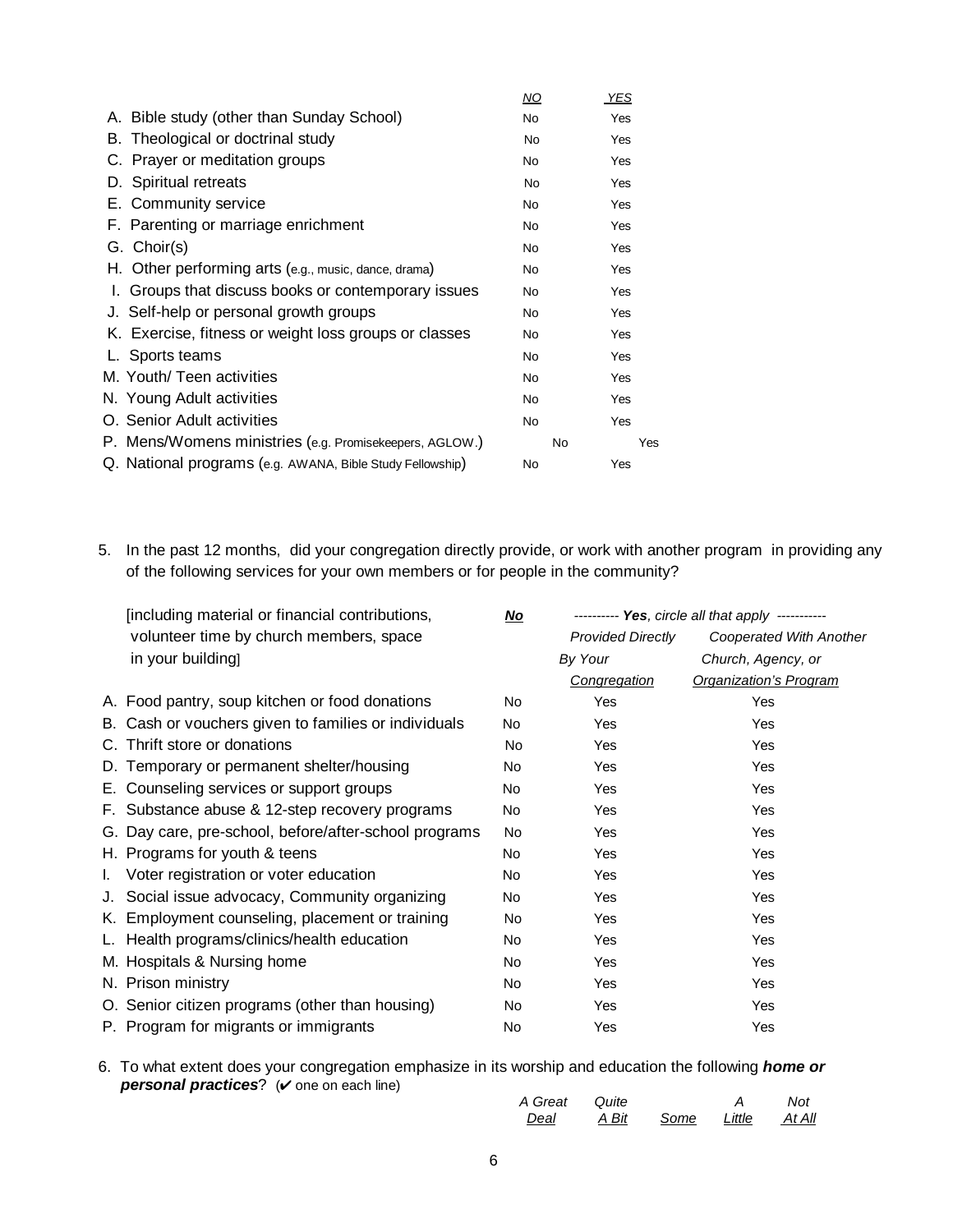| | *NO* | *YES* |
|---|---|---|
| A. Bible study (other than Sunday School) | No | Yes |
| B. Theological or doctrinal study | No | Yes |
| C. Prayer or meditation groups | No | Yes |
| D. Spiritual retreats | No | Yes |
| E. Community service | No | Yes |
| F. Parenting or marriage enrichment | No | Yes |
| G. Choir(s) | No | Yes |
| H. Other performing arts (e.g., music, dance, drama) | No | Yes |
| I. Groups that discuss books or contemporary issues | No | Yes |
| J. Self-help or personal growth groups | No | Yes |
| K. Exercise, fitness or weight loss groups or classes | No | Yes |
| L. Sports teams | No | Yes |
| M. Youth/ Teen activities | No | Yes |
| N. Young Adult activities | No | Yes |
| O. Senior Adult activities | No | Yes |
| P. Mens/Womens ministries (e.g. Promisekeepers, AGLOW.) | No | Yes |
| Q. National programs (e.g. AWANA, Bible Study Fellowship) | No | Yes |

5. In the past 12 months, did your congregation directly provide, or work with another program in providing any of the following services for your own members or for people in the community?

| [including material or financial contributions, volunteer time by church members, space in your building] | ***No*** | ---------- ***Yes***, *circle all that apply* ----------- | |
|---|---|---|---|
| | | *Provided Directly By Your Congregation* | *Cooperated With Another Church, Agency, or Organization's Program* |
| A. Food pantry, soup kitchen or food donations | No | Yes | Yes |
| B. Cash or vouchers given to families or individuals | No | Yes | Yes |
| C. Thrift store or donations | No | Yes | Yes |
| D. Temporary or permanent shelter/housing | No | Yes | Yes |
| E. Counseling services or support groups | No | Yes | Yes |
| F. Substance abuse & 12-step recovery programs | No | Yes | Yes |
| G. Day care, pre-school, before/after-school programs | No | Yes | Yes |
| H. Programs for youth & teens | No | Yes | Yes |
| I. Voter registration or voter education | No | Yes | Yes |
| J. Social issue advocacy, Community organizing | No | Yes | Yes |
| K. Employment counseling, placement or training | No | Yes | Yes |
| L. Health programs/clinics/health education | No | Yes | Yes |
| M. Hospitals & Nursing home | No | Yes | Yes |
| N. Prison ministry | No | Yes | Yes |
| O. Senior citizen programs (other than housing) | No | Yes | Yes |
| P. Program for migrants or immigrants | No | Yes | Yes |

6. To what extent does your congregation emphasize in its worship and education the following ***home or personal practices***? (✔ one on each line)

| | *A Great Deal* | *Quite A Bit* | *Some* | *A Little* | *Not At All* |
|---|---|---|---|---|---|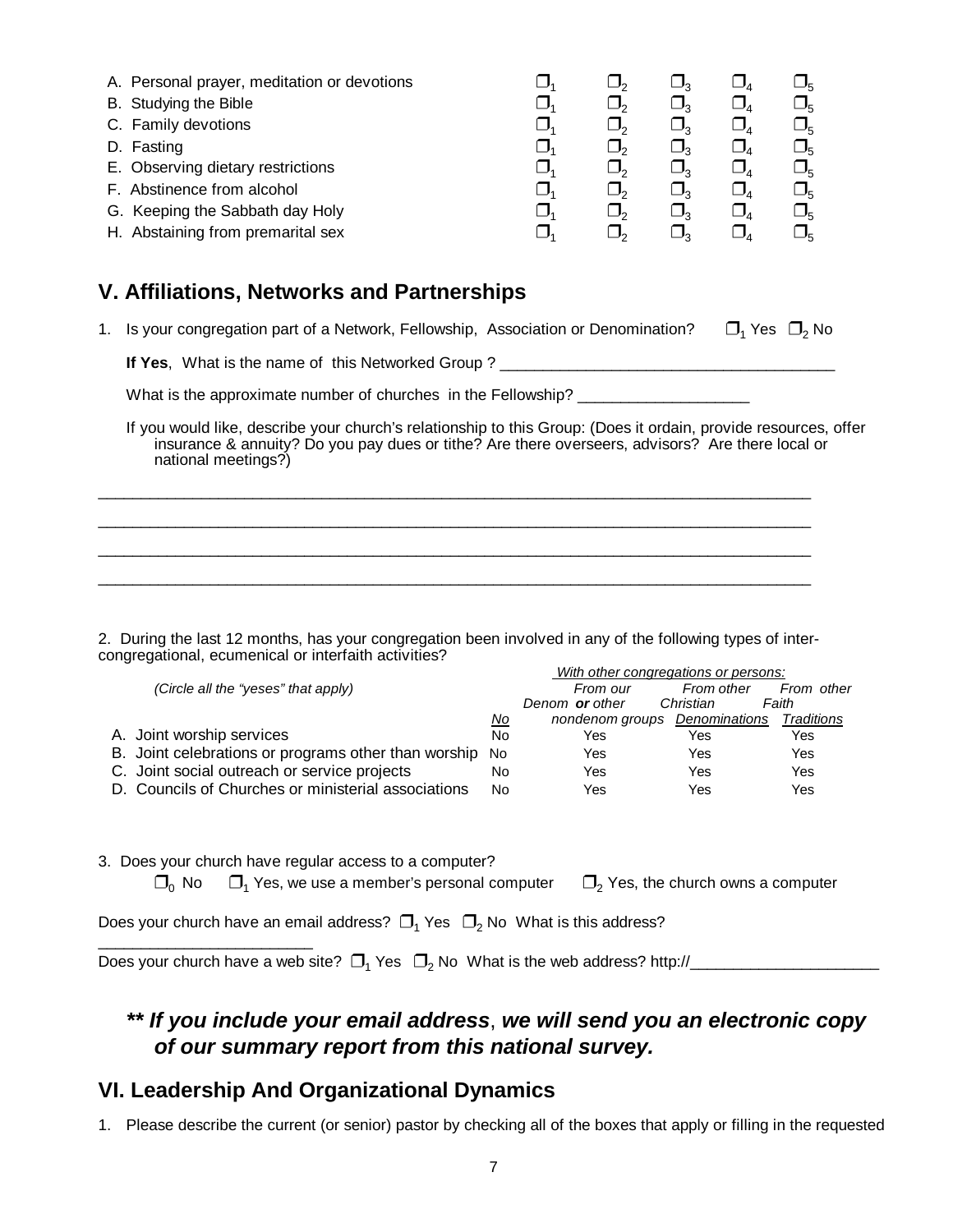| | | | | | |
|---|---|---|---|---|---|
| A. Personal prayer, meditation or devotions | ❒$_1$ | ❒$_2$ | ❒$_3$ | ❒$_4$ | ❒$_5$ |
| B. Studying the Bible | ❒$_1$ | ❒$_2$ | ❒$_3$ | ❒$_4$ | ❒$_5$ |
| C. Family devotions | ❒$_1$ | ❒$_2$ | ❒$_3$ | ❒$_4$ | ❒$_5$ |
| D. Fasting | ❒$_1$ | ❒$_2$ | ❒$_3$ | ❒$_4$ | ❒$_5$ |
| E. Observing dietary restrictions | ❒$_1$ | ❒$_2$ | ❒$_3$ | ❒$_4$ | ❒$_5$ |
| F. Abstinence from alcohol | ❒$_1$ | ❒$_2$ | ❒$_3$ | ❒$_4$ | ❒$_5$ |
| G. Keeping the Sabbath day Holy | ❒$_1$ | ❒$_2$ | ❒$_3$ | ❒$_4$ | ❒$_5$ |
| H. Abstaining from premarital sex | ❒$_1$ | ❒$_2$ | ❒$_3$ | ❒$_4$ | ❒$_5$ |

## V. Affiliations, Networks and Partnerships

1. Is your congregation part of a Network, Fellowship, Association or Denomination? ❒$_1$ Yes ❒$_2$ No

   **If Yes**, What is the name of this Networked Group ? ______________________________________

   What is the approximate number of churches in the Fellowship? ___________________

   If you would like, describe your church's relationship to this Group: (Does it ordain, provide resources, offer insurance & annuity? Do you pay dues or tithe? Are there overseers, advisors? Are there local or national meetings?)

________________________________________________________________________________

________________________________________________________________________________

________________________________________________________________________________

________________________________________________________________________________

2. During the last 12 months, has your congregation been involved in any of the following types of inter-congregational, ecumenical or interfaith activities?

| *(Circle all the "yeses" that apply)* | | *With other congregations or persons:* | | |
|---|---|---|---|---|
| | *No* | *From our Denom **or** other nondenom groups* | *From other Christian Denominations* | *From other Faith Traditions* |
| A. Joint worship services | No | Yes | Yes | Yes |
| B. Joint celebrations or programs other than worship | No | Yes | Yes | Yes |
| C. Joint social outreach or service projects | No | Yes | Yes | Yes |
| D. Councils of Churches or ministerial associations | No | Yes | Yes | Yes |

3. Does your church have regular access to a computer?

   ❒$_0$ No ❒$_1$ Yes, we use a member's personal computer ❒$_2$ Yes, the church owns a computer

Does your church have an email address? ❒$_1$ Yes ❒$_2$ No What is this address? ________________________

Does your church have a web site? ❒$_1$ Yes ❒$_2$ No What is the web address? http://_____________________

### *** If you include your email address, we will send you an electronic copy of our summary report from this national survey.*

## VI. Leadership And Organizational Dynamics

1. Please describe the current (or senior) pastor by checking all of the boxes that apply or filling in the requested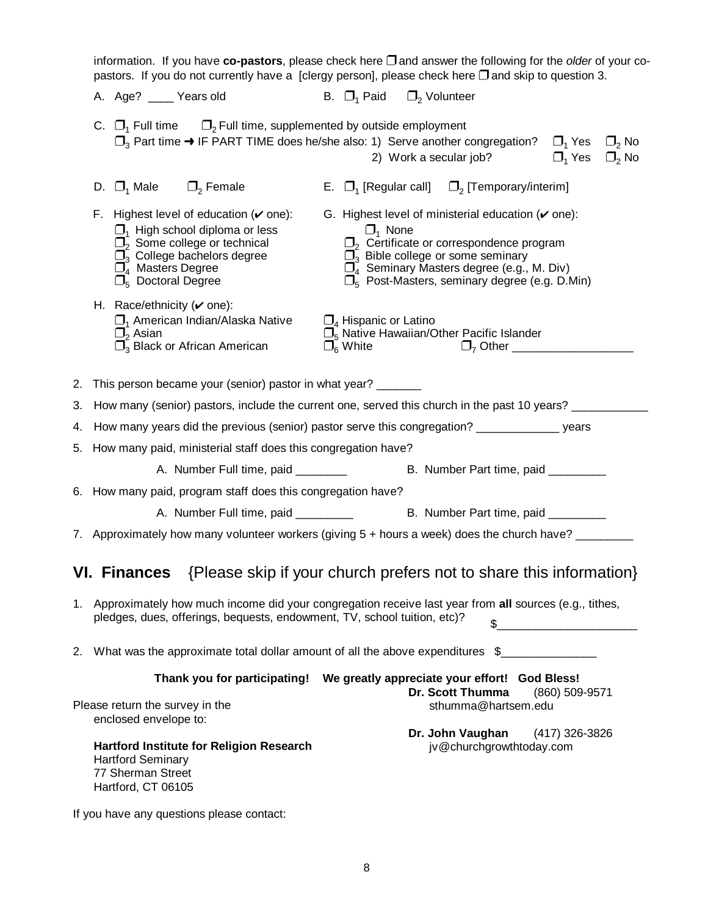information. If you have **co-pastors**, please check here ❑ and answer the following for the *older* of your co-pastors. If you do not currently have a [clergy person], please check here ❑ and skip to question 3.

A. Age? ____ Years old

B. ❑1 Paid ❑2 Volunteer

C. ❑1 Full time ❑2 Full time, supplemented by outside employment
❑3 Part time ➜ IF PART TIME does he/she also: 1) Serve another congregation? ❑1 Yes ❑2 No
2) Work a secular job? ❑1 Yes ❑2 No

D. ❑1 Male ❑2 Female

E. ❑1 [Regular call] ❑2 [Temporary/interim]

F. Highest level of education (✔ one):
- ❑1 High school diploma or less
- ❑2 Some college or technical
- ❑3 College bachelors degree
- ❑4 Masters Degree
- ❑5 Doctoral Degree

G. Highest level of ministerial education (✔ one):
- ❑1 None
- ❑2 Certificate or correspondence program
- ❑3 Bible college or some seminary
- ❑4 Seminary Masters degree (e.g., M. Div)
- ❑5 Post-Masters, seminary degree (e.g. D.Min)

H. Race/ethnicity (✔ one):
- ❑1 American Indian/Alaska Native
- ❑2 Asian
- ❑3 Black or African American
- ❑4 Hispanic or Latino
- ❑5 Native Hawaiian/Other Pacific Islander
- ❑6 White
- ❑7 Other ___________________

2. This person became your (senior) pastor in what year? _______
3. How many (senior) pastors, include the current one, served this church in the past 10 years? ____________
4. How many years did the previous (senior) pastor serve this congregation? _____________ years
5. How many paid, ministerial staff does this congregation have?
   A. Number Full time, paid ________ B. Number Part time, paid _________
6. How many paid, program staff does this congregation have?
   A. Number Full time, paid _________ B. Number Part time, paid _________
7. Approximately how many volunteer workers (giving 5 + hours a week) does the church have? _________

## VI. Finances {Please skip if your church prefers not to share this information}

1. Approximately how much income did your congregation receive last year from **all** sources (e.g., tithes, pledges, dues, offerings, bequests, endowment, TV, school tuition, etc)? $_____________________
2. What was the approximate total dollar amount of all the above expenditures $_______________

**Thank you for participating! We greatly appreciate your effort! God Bless!**

Please return the survey in the enclosed envelope to:

**Hartford Institute for Religion Research**
Hartford Seminary
77 Sherman Street
Hartford, CT 06105

If you have any questions please contact:

**Dr. Scott Thumma** (860) 509-9571
sthumma@hartsem.edu

**Dr. John Vaughan** (417) 326-3826
jv@churchgrowthtoday.com